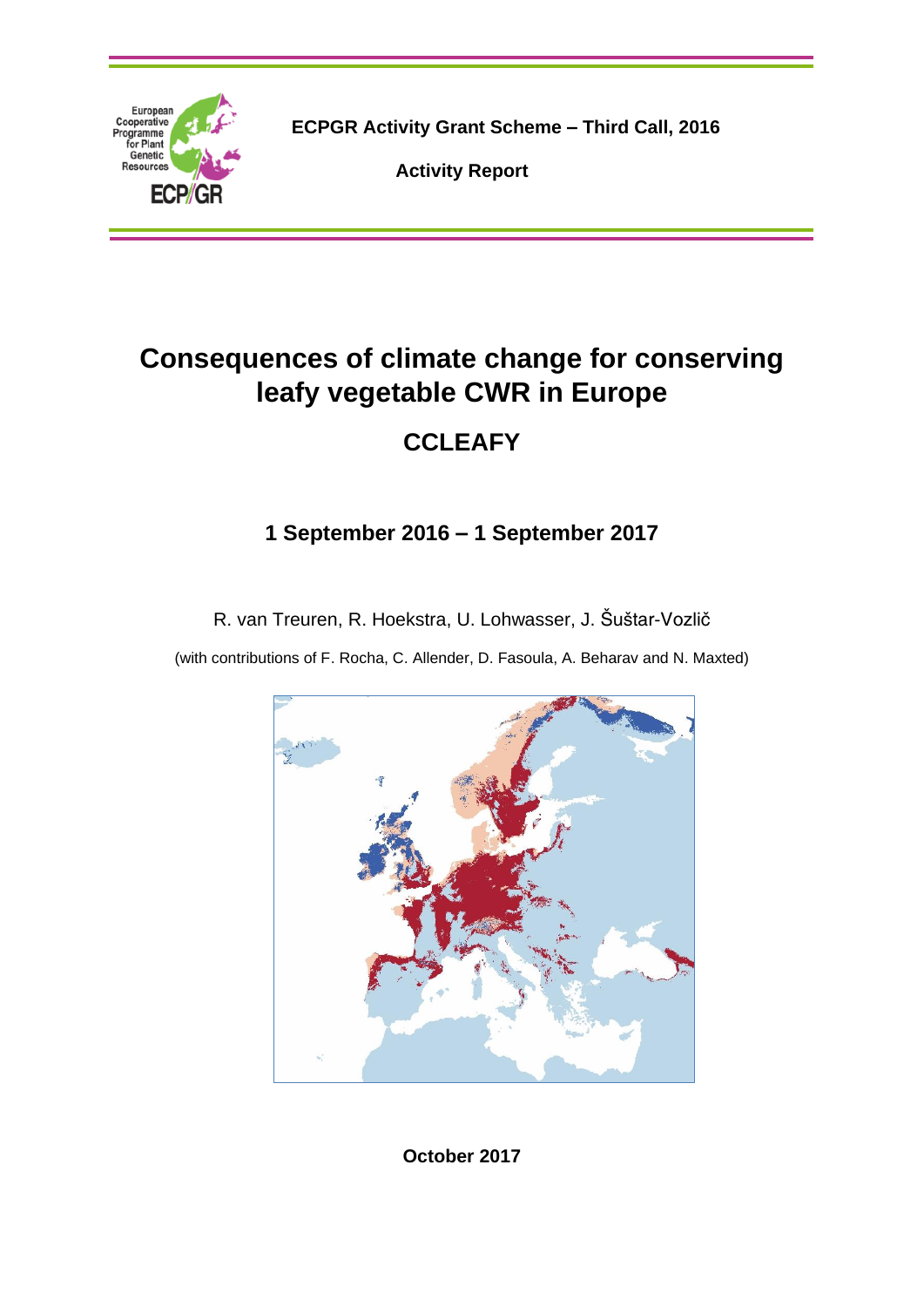**ECPGR Activity Grant Scheme – Third Call, 2016**

**Activity Report**

# Consequences of climate change for conserving leafy vegetable CWR in Europe

## CCLEAFY

### 1 September 2016 – 1 September 2017

R. van Treuren, R. Hoekstra, U. Lohwasser, J. Šuštar-Vozlič

(with contributions of F. Rocha, C. Allender, D. Fasoula, A. Beharav and N. Maxted)

**October 2017**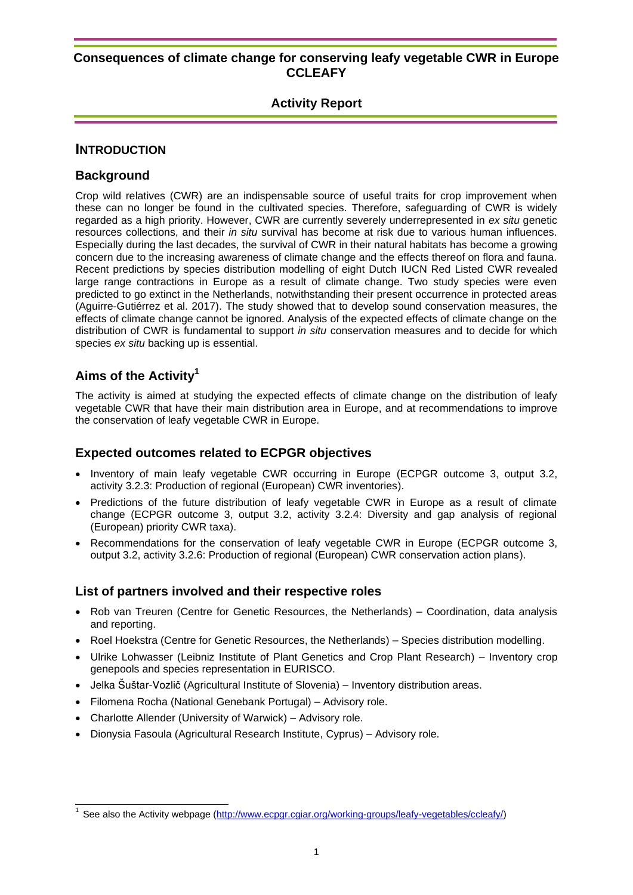# Consequences of climate change for conserving leafy vegetable CWR in Europe CCLEAFY

## Activity Report

## INTRODUCTION

### Background

Crop wild relatives (CWR) are an indispensable source of useful traits for crop improvement when these can no longer be found in the cultivated species. Therefore, safeguarding of CWR is widely regarded as a high priority. However, CWR are currently severely underrepresented in *ex situ* genetic resources collections, and their *in situ* survival has become at risk due to various human influences. Especially during the last decades, the survival of CWR in their natural habitats has become a growing concern due to the increasing awareness of climate change and the effects thereof on flora and fauna. Recent predictions by species distribution modelling of eight Dutch IUCN Red Listed CWR revealed large range contractions in Europe as a result of climate change. Two study species were even predicted to go extinct in the Netherlands, notwithstanding their present occurrence in protected areas (Aguirre-Gutiérrez et al. 2017). The study showed that to develop sound conservation measures, the effects of climate change cannot be ignored. Analysis of the expected effects of climate change on the distribution of CWR is fundamental to support *in situ* conservation measures and to decide for which species *ex situ* backing up is essential.

### Aims of the Activity[1]

The activity is aimed at studying the expected effects of climate change on the distribution of leafy vegetable CWR that have their main distribution area in Europe, and at recommendations to improve the conservation of leafy vegetable CWR in Europe.

### Expected outcomes related to ECPGR objectives

- Inventory of main leafy vegetable CWR occurring in Europe (ECPGR outcome 3, output 3.2, activity 3.2.3: Production of regional (European) CWR inventories).
- Predictions of the future distribution of leafy vegetable CWR in Europe as a result of climate change (ECPGR outcome 3, output 3.2, activity 3.2.4: Diversity and gap analysis of regional (European) priority CWR taxa).
- Recommendations for the conservation of leafy vegetable CWR in Europe (ECPGR outcome 3, output 3.2, activity 3.2.6: Production of regional (European) CWR conservation action plans).

### List of partners involved and their respective roles

- Rob van Treuren (Centre for Genetic Resources, the Netherlands) – Coordination, data analysis and reporting.
- Roel Hoekstra (Centre for Genetic Resources, the Netherlands) – Species distribution modelling.
- Ulrike Lohwasser (Leibniz Institute of Plant Genetics and Crop Plant Research) – Inventory crop genepools and species representation in EURISCO.
- Jelka Šuštar-Vozlič (Agricultural Institute of Slovenia) – Inventory distribution areas.
- Filomena Rocha (National Genebank Portugal) – Advisory role.
- Charlotte Allender (University of Warwick) – Advisory role.
- Dionysia Fasoula (Agricultural Research Institute, Cyprus) – Advisory role.

[1] See also the Activity webpage (http://www.ecpgr.cgiar.org/working-groups/leafy-vegetables/ccleafy/)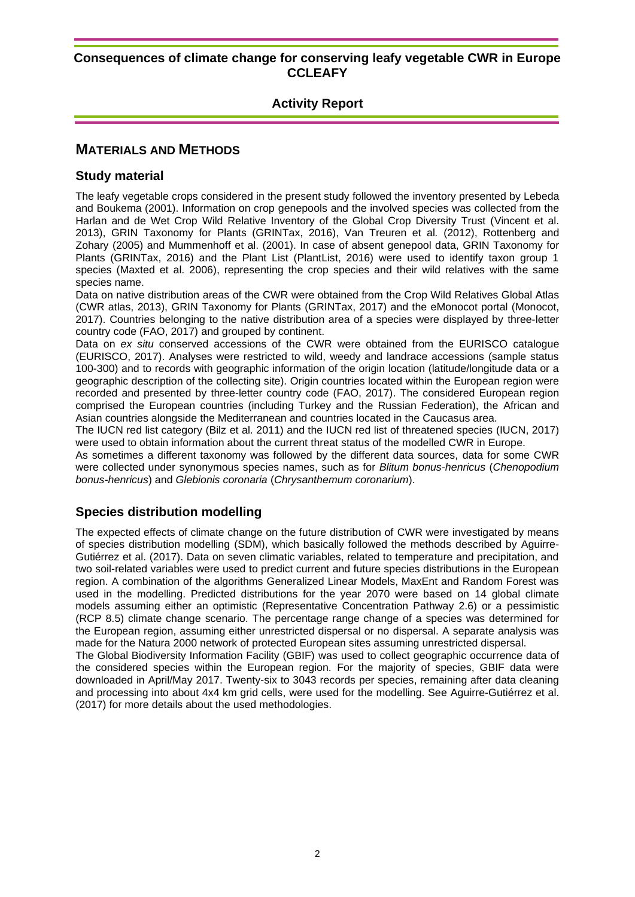# MATERIALS AND METHODS

## Study material

The leafy vegetable crops considered in the present study followed the inventory presented by Lebeda and Boukema (2001). Information on crop genepools and the involved species was collected from the Harlan and de Wet Crop Wild Relative Inventory of the Global Crop Diversity Trust (Vincent et al. 2013), GRIN Taxonomy for Plants (GRINTax, 2016), Van Treuren et al. (2012), Rottenberg and Zohary (2005) and Mummenhoff et al. (2001). In case of absent genepool data, GRIN Taxonomy for Plants (GRINTax, 2016) and the Plant List (PlantList, 2016) were used to identify taxon group 1 species (Maxted et al. 2006), representing the crop species and their wild relatives with the same species name.

Data on native distribution areas of the CWR were obtained from the Crop Wild Relatives Global Atlas (CWR atlas, 2013), GRIN Taxonomy for Plants (GRINTax, 2017) and the eMonocot portal (Monocot, 2017). Countries belonging to the native distribution area of a species were displayed by three-letter country code (FAO, 2017) and grouped by continent.

Data on *ex situ* conserved accessions of the CWR were obtained from the EURISCO catalogue (EURISCO, 2017). Analyses were restricted to wild, weedy and landrace accessions (sample status 100-300) and to records with geographic information of the origin location (latitude/longitude data or a geographic description of the collecting site). Origin countries located within the European region were recorded and presented by three-letter country code (FAO, 2017). The considered European region comprised the European countries (including Turkey and the Russian Federation), the African and Asian countries alongside the Mediterranean and countries located in the Caucasus area.

The IUCN red list category (Bilz et al. 2011) and the IUCN red list of threatened species (IUCN, 2017) were used to obtain information about the current threat status of the modelled CWR in Europe.

As sometimes a different taxonomy was followed by the different data sources, data for some CWR were collected under synonymous species names, such as for *Blitum bonus-henricus* (*Chenopodium bonus-henricus*) and *Glebionis coronaria* (*Chrysanthemum coronarium*).

## Species distribution modelling

The expected effects of climate change on the future distribution of CWR were investigated by means of species distribution modelling (SDM), which basically followed the methods described by Aguirre-Gutiérrez et al. (2017). Data on seven climatic variables, related to temperature and precipitation, and two soil-related variables were used to predict current and future species distributions in the European region. A combination of the algorithms Generalized Linear Models, MaxEnt and Random Forest was used in the modelling. Predicted distributions for the year 2070 were based on 14 global climate models assuming either an optimistic (Representative Concentration Pathway 2.6) or a pessimistic (RCP 8.5) climate change scenario. The percentage range change of a species was determined for the European region, assuming either unrestricted dispersal or no dispersal. A separate analysis was made for the Natura 2000 network of protected European sites assuming unrestricted dispersal.

The Global Biodiversity Information Facility (GBIF) was used to collect geographic occurrence data of the considered species within the European region. For the majority of species, GBIF data were downloaded in April/May 2017. Twenty-six to 3043 records per species, remaining after data cleaning and processing into about 4x4 km grid cells, were used for the modelling. See Aguirre-Gutiérrez et al. (2017) for more details about the used methodologies.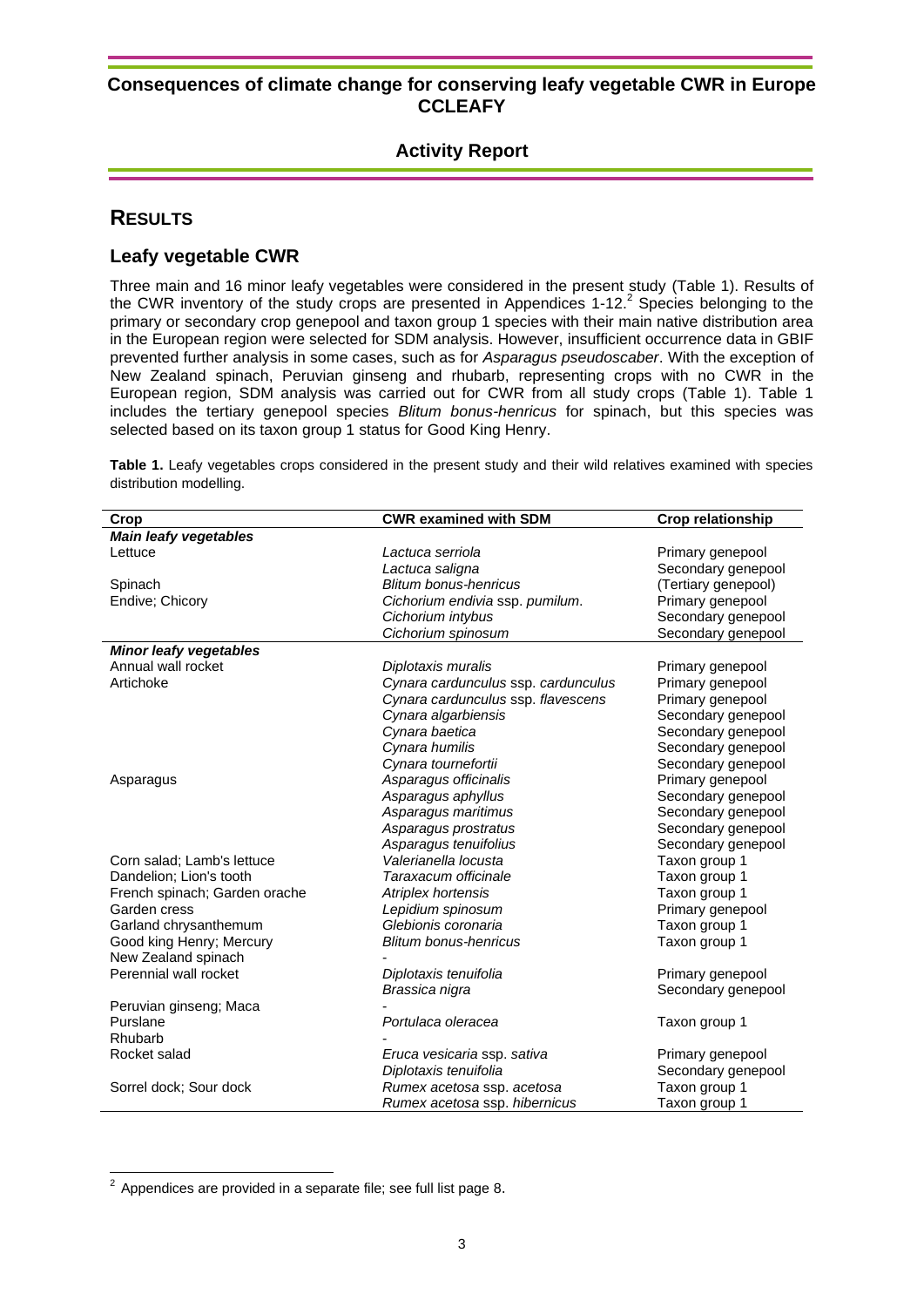## RESULTS

### Leafy vegetable CWR

Three main and 16 minor leafy vegetables were considered in the present study (Table 1). Results of the CWR inventory of the study crops are presented in Appendices 1-12.[2] Species belonging to the primary or secondary crop genepool and taxon group 1 species with their main native distribution area in the European region were selected for SDM analysis. However, insufficient occurrence data in GBIF prevented further analysis in some cases, such as for *Asparagus pseudoscaber*. With the exception of New Zealand spinach, Peruvian ginseng and rhubarb, representing crops with no CWR in the European region, SDM analysis was carried out for CWR from all study crops (Table 1). Table 1 includes the tertiary genepool species *Blitum bonus-henricus* for spinach, but this species was selected based on its taxon group 1 status for Good King Henry.

**Table 1.** Leafy vegetables crops considered in the present study and their wild relatives examined with species distribution modelling.

| Crop | CWR examined with SDM | Crop relationship |
|---|---|---|
| ***Main leafy vegetables*** | | |
| Lettuce | *Lactuca serriola* | Primary genepool |
| | *Lactuca saligna* | Secondary genepool |
| Spinach | *Blitum bonus-henricus* | (Tertiary genepool) |
| Endive; Chicory | *Cichorium endivia* ssp. *pumilum*. | Primary genepool |
| | *Cichorium intybus* | Secondary genepool |
| | *Cichorium spinosum* | Secondary genepool |
| ***Minor leafy vegetables*** | | |
| Annual wall rocket | *Diplotaxis muralis* | Primary genepool |
| Artichoke | *Cynara cardunculus* ssp. *cardunculus* | Primary genepool |
| | *Cynara cardunculus* ssp. *flavescens* | Primary genepool |
| | *Cynara algarbiensis* | Secondary genepool |
| | *Cynara baetica* | Secondary genepool |
| | *Cynara humilis* | Secondary genepool |
| | *Cynara tournefortii* | Secondary genepool |
| Asparagus | *Asparagus officinalis* | Primary genepool |
| | *Asparagus aphyllus* | Secondary genepool |
| | *Asparagus maritimus* | Secondary genepool |
| | *Asparagus prostratus* | Secondary genepool |
| | *Asparagus tenuifolius* | Secondary genepool |
| Corn salad; Lamb's lettuce | *Valerianella locusta* | Taxon group 1 |
| Dandelion; Lion's tooth | *Taraxacum officinale* | Taxon group 1 |
| French spinach; Garden orache | *Atriplex hortensis* | Taxon group 1 |
| Garden cress | *Lepidium spinosum* | Primary genepool |
| Garland chrysanthemum | *Glebionis coronaria* | Taxon group 1 |
| Good king Henry; Mercury | *Blitum bonus-henricus* | Taxon group 1 |
| New Zealand spinach | - | |
| Perennial wall rocket | *Diplotaxis tenuifolia* | Primary genepool |
| | *Brassica nigra* | Secondary genepool |
| Peruvian ginseng; Maca | - | |
| Purslane | *Portulaca oleracea* | Taxon group 1 |
| Rhubarb | - | |
| Rocket salad | *Eruca vesicaria* ssp. *sativa* | Primary genepool |
| | *Diplotaxis tenuifolia* | Secondary genepool |
| Sorrel dock; Sour dock | *Rumex acetosa* ssp. *acetosa* | Taxon group 1 |
| | *Rumex acetosa* ssp. *hibernicus* | Taxon group 1 |

[2] Appendices are provided in a separate file; see full list page 8.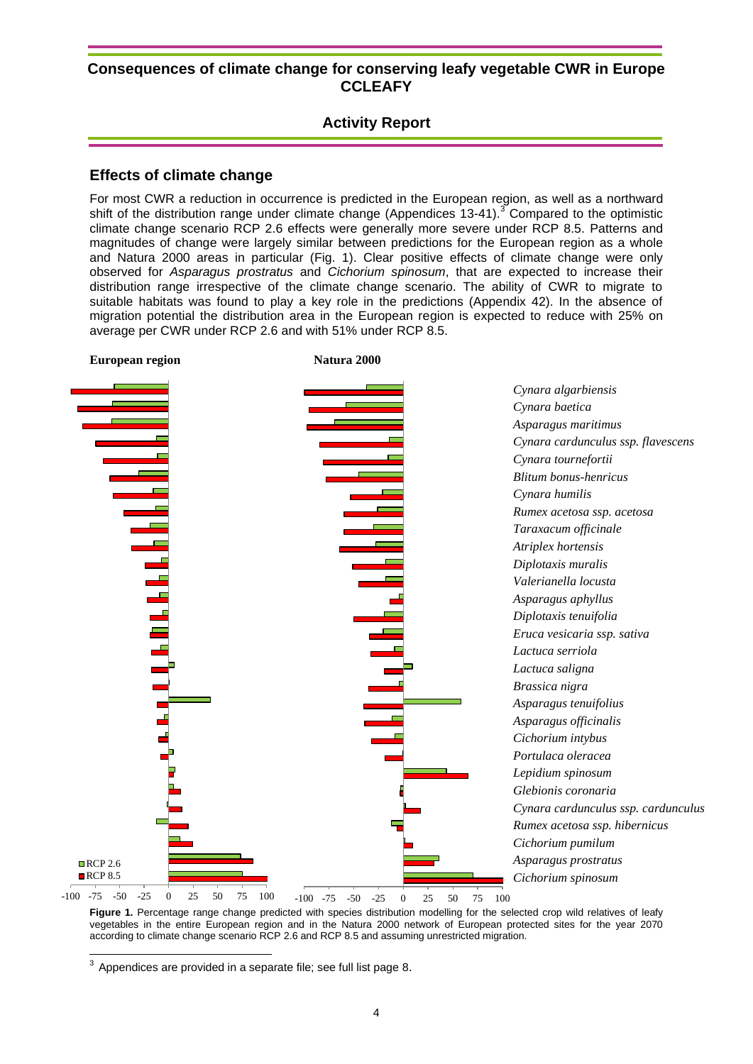# Consequences of climate change for conserving leafy vegetable CWR in Europe CCLEAFY

## Activity Report

### Effects of climate change

For most CWR a reduction in occurrence is predicted in the European region, as well as a northward shift of the distribution range under climate change (Appendices 13-41).[3] Compared to the optimistic climate change scenario RCP 2.6 effects were generally more severe under RCP 8.5. Patterns and magnitudes of change were largely similar between predictions for the European region as a whole and Natura 2000 areas in particular (Fig. 1). Clear positive effects of climate change were only observed for *Asparagus prostratus* and *Cichorium spinosum*, that are expected to increase their distribution range irrespective of the climate change scenario. The ability of CWR to migrate to suitable habitats was found to play a key role in the predictions (Appendix 42). In the absence of migration potential the distribution area in the European region is expected to reduce with 25% on average per CWR under RCP 2.6 and with 51% under RCP 8.5.

**Figure 1.** Percentage range change predicted with species distribution modelling for the selected crop wild relatives of leafy vegetables in the entire European region and in the Natura 2000 network of European protected sites for the year 2070 according to climate change scenario RCP 2.6 and RCP 8.5 and assuming unrestricted migration.

---

[3] Appendices are provided in a separate file; see full list page 8.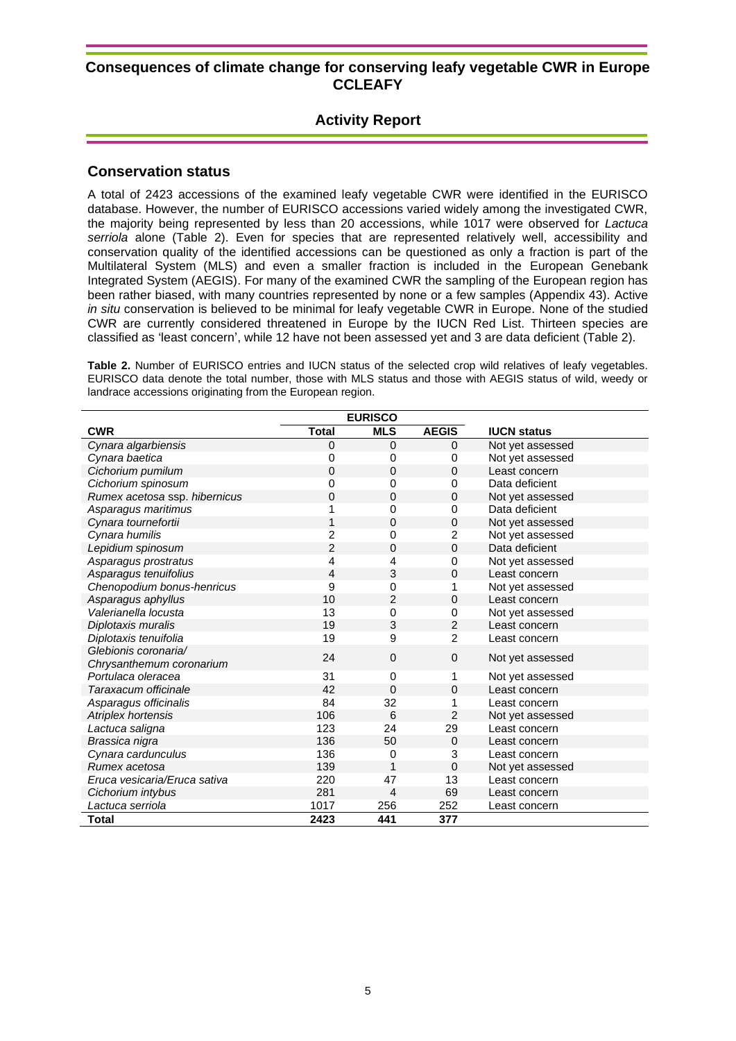## Conservation status

A total of 2423 accessions of the examined leafy vegetable CWR were identified in the EURISCO database. However, the number of EURISCO accessions varied widely among the investigated CWR, the majority being represented by less than 20 accessions, while 1017 were observed for *Lactuca serriola* alone (Table 2). Even for species that are represented relatively well, accessibility and conservation quality of the identified accessions can be questioned as only a fraction is part of the Multilateral System (MLS) and even a smaller fraction is included in the European Genebank Integrated System (AEGIS). For many of the examined CWR the sampling of the European region has been rather biased, with many countries represented by none or a few samples (Appendix 43). Active *in situ* conservation is believed to be minimal for leafy vegetable CWR in Europe. None of the studied CWR are currently considered threatened in Europe by the IUCN Red List. Thirteen species are classified as 'least concern', while 12 have not been assessed yet and 3 are data deficient (Table 2).

**Table 2.** Number of EURISCO entries and IUCN status of the selected crop wild relatives of leafy vegetables. EURISCO data denote the total number, those with MLS status and those with AEGIS status of wild, weedy or landrace accessions originating from the European region.

| | EURISCO | | | |
|---|---|---|---|---|
| **CWR** | **Total** | **MLS** | **AEGIS** | **IUCN status** |
| *Cynara algarbiensis* | 0 | 0 | 0 | Not yet assessed |
| *Cynara baetica* | 0 | 0 | 0 | Not yet assessed |
| *Cichorium pumilum* | 0 | 0 | 0 | Least concern |
| *Cichorium spinosum* | 0 | 0 | 0 | Data deficient |
| *Rumex acetosa* ssp. *hibernicus* | 0 | 0 | 0 | Not yet assessed |
| *Asparagus maritimus* | 1 | 0 | 0 | Data deficient |
| *Cynara tournefortii* | 1 | 0 | 0 | Not yet assessed |
| *Cynara humilis* | 2 | 0 | 2 | Not yet assessed |
| *Lepidium spinosum* | 2 | 0 | 0 | Data deficient |
| *Asparagus prostratus* | 4 | 4 | 0 | Not yet assessed |
| *Asparagus tenuifolius* | 4 | 3 | 0 | Least concern |
| *Chenopodium bonus-henricus* | 9 | 0 | 1 | Not yet assessed |
| *Asparagus aphyllus* | 10 | 2 | 0 | Least concern |
| *Valerianella locusta* | 13 | 0 | 0 | Not yet assessed |
| *Diplotaxis muralis* | 19 | 3 | 2 | Least concern |
| *Diplotaxis tenuifolia* | 19 | 9 | 2 | Least concern |
| *Glebionis coronaria/ Chrysanthemum coronarium* | 24 | 0 | 0 | Not yet assessed |
| *Portulaca oleracea* | 31 | 0 | 1 | Not yet assessed |
| *Taraxacum officinale* | 42 | 0 | 0 | Least concern |
| *Asparagus officinalis* | 84 | 32 | 1 | Least concern |
| *Atriplex hortensis* | 106 | 6 | 2 | Not yet assessed |
| *Lactuca saligna* | 123 | 24 | 29 | Least concern |
| *Brassica nigra* | 136 | 50 | 0 | Least concern |
| *Cynara cardunculus* | 136 | 0 | 3 | Least concern |
| *Rumex acetosa* | 139 | 1 | 0 | Not yet assessed |
| *Eruca vesicaria/Eruca sativa* | 220 | 47 | 13 | Least concern |
| *Cichorium intybus* | 281 | 4 | 69 | Least concern |
| *Lactuca serriola* | 1017 | 256 | 252 | Least concern |
| **Total** | **2423** | **441** | **377** | |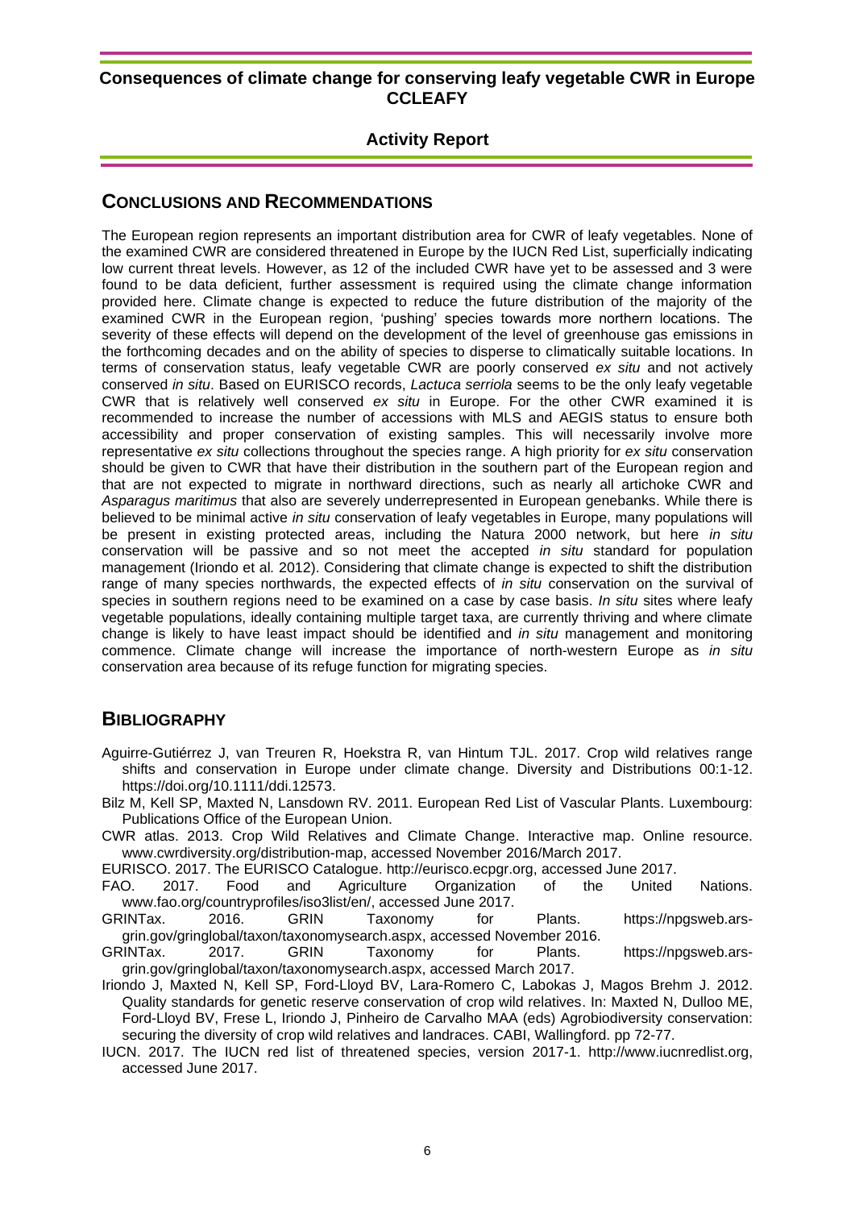## Conclusions and Recommendations

The European region represents an important distribution area for CWR of leafy vegetables. None of the examined CWR are considered threatened in Europe by the IUCN Red List, superficially indicating low current threat levels. However, as 12 of the included CWR have yet to be assessed and 3 were found to be data deficient, further assessment is required using the climate change information provided here. Climate change is expected to reduce the future distribution of the majority of the examined CWR in the European region, 'pushing' species towards more northern locations. The severity of these effects will depend on the development of the level of greenhouse gas emissions in the forthcoming decades and on the ability of species to disperse to climatically suitable locations. In terms of conservation status, leafy vegetable CWR are poorly conserved *ex situ* and not actively conserved *in situ*. Based on EURISCO records, *Lactuca serriola* seems to be the only leafy vegetable CWR that is relatively well conserved *ex situ* in Europe. For the other CWR examined it is recommended to increase the number of accessions with MLS and AEGIS status to ensure both accessibility and proper conservation of existing samples. This will necessarily involve more representative *ex situ* collections throughout the species range. A high priority for *ex situ* conservation should be given to CWR that have their distribution in the southern part of the European region and that are not expected to migrate in northward directions, such as nearly all artichoke CWR and *Asparagus maritimus* that also are severely underrepresented in European genebanks. While there is believed to be minimal active *in situ* conservation of leafy vegetables in Europe, many populations will be present in existing protected areas, including the Natura 2000 network, but here *in situ* conservation will be passive and so not meet the accepted *in situ* standard for population management (Iriondo et al*.* 2012). Considering that climate change is expected to shift the distribution range of many species northwards, the expected effects of *in situ* conservation on the survival of species in southern regions need to be examined on a case by case basis. *In situ* sites where leafy vegetable populations, ideally containing multiple target taxa, are currently thriving and where climate change is likely to have least impact should be identified and *in situ* management and monitoring commence. Climate change will increase the importance of north-western Europe as *in situ* conservation area because of its refuge function for migrating species.

## Bibliography

- Aguirre-Gutiérrez J, van Treuren R, Hoekstra R, van Hintum TJL. 2017. Crop wild relatives range shifts and conservation in Europe under climate change. Diversity and Distributions 00:1-12. https://doi.org/10.1111/ddi.12573.
- Bilz M, Kell SP, Maxted N, Lansdown RV. 2011. European Red List of Vascular Plants. Luxembourg: Publications Office of the European Union.
- CWR atlas. 2013. Crop Wild Relatives and Climate Change. Interactive map. Online resource. www.cwrdiversity.org/distribution-map, accessed November 2016/March 2017.
- EURISCO. 2017. The EURISCO Catalogue. http://eurisco.ecpgr.org, accessed June 2017.
- FAO. 2017. Food and Agriculture Organization of the United Nations. www.fao.org/countryprofiles/iso3list/en/, accessed June 2017.
- GRINTax. 2016. GRIN Taxonomy for Plants. https://npgsweb.ars-grin.gov/gringlobal/taxon/taxonomysearch.aspx, accessed November 2016.
- GRINTax. 2017. GRIN Taxonomy for Plants. https://npgsweb.ars-grin.gov/gringlobal/taxon/taxonomysearch.aspx, accessed March 2017.
- Iriondo J, Maxted N, Kell SP, Ford-Lloyd BV, Lara-Romero C, Labokas J, Magos Brehm J. 2012. Quality standards for genetic reserve conservation of crop wild relatives. In: Maxted N, Dulloo ME, Ford-Lloyd BV, Frese L, Iriondo J, Pinheiro de Carvalho MAA (eds) Agrobiodiversity conservation: securing the diversity of crop wild relatives and landraces. CABI, Wallingford. pp 72-77.
- IUCN. 2017. The IUCN red list of threatened species, version 2017-1. http://www.iucnredlist.org, accessed June 2017.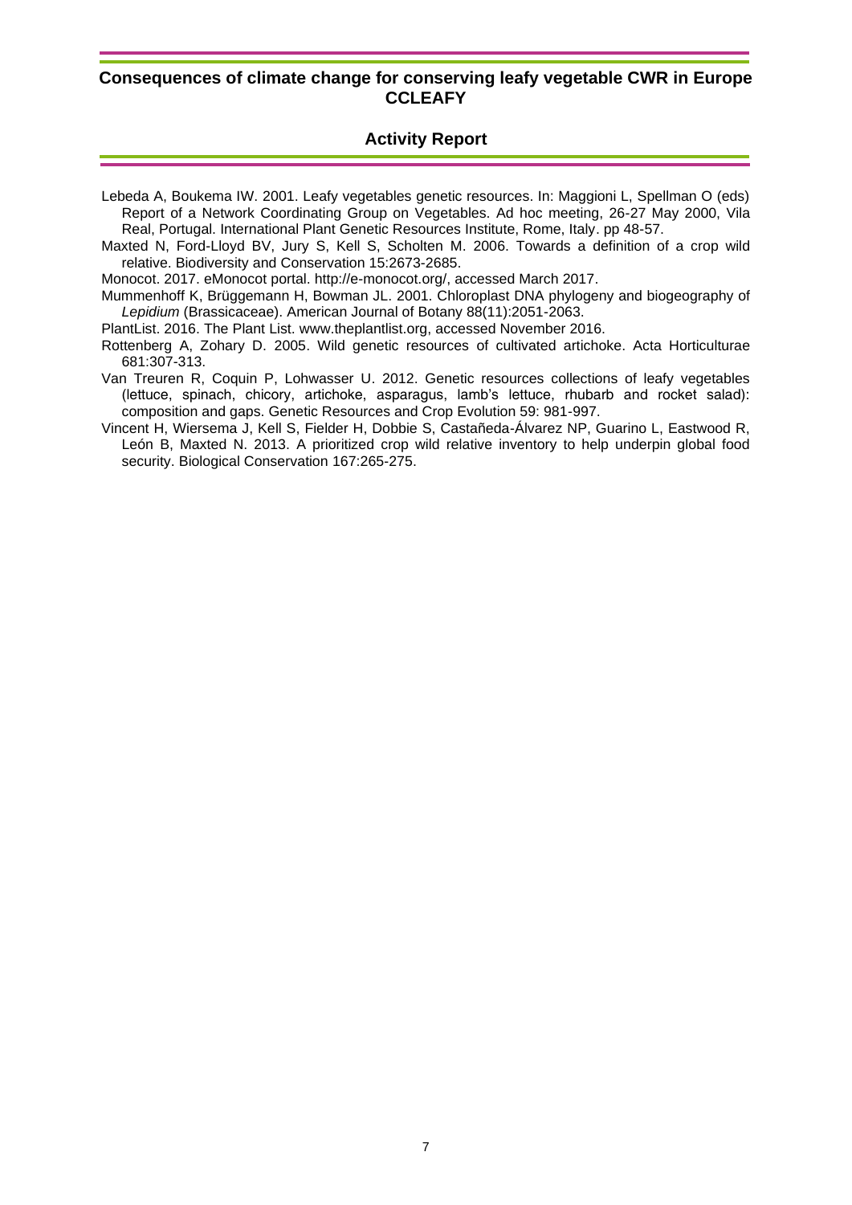Lebeda A, Boukema IW. 2001. Leafy vegetables genetic resources. In: Maggioni L, Spellman O (eds) Report of a Network Coordinating Group on Vegetables. Ad hoc meeting, 26-27 May 2000, Vila Real, Portugal. International Plant Genetic Resources Institute, Rome, Italy. pp 48-57.

Maxted N, Ford-Lloyd BV, Jury S, Kell S, Scholten M. 2006. Towards a definition of a crop wild relative. Biodiversity and Conservation 15:2673-2685.

Monocot. 2017. eMonocot portal. http://e-monocot.org/, accessed March 2017.

Mummenhoff K, Brüggemann H, Bowman JL. 2001. Chloroplast DNA phylogeny and biogeography of *Lepidium* (Brassicaceae). American Journal of Botany 88(11):2051-2063.

PlantList. 2016. The Plant List. www.theplantlist.org, accessed November 2016.

Rottenberg A, Zohary D. 2005. Wild genetic resources of cultivated artichoke. Acta Horticulturae 681:307-313.

Van Treuren R, Coquin P, Lohwasser U. 2012. Genetic resources collections of leafy vegetables (lettuce, spinach, chicory, artichoke, asparagus, lamb's lettuce, rhubarb and rocket salad): composition and gaps. Genetic Resources and Crop Evolution 59: 981-997.

Vincent H, Wiersema J, Kell S, Fielder H, Dobbie S, Castañeda-Álvarez NP, Guarino L, Eastwood R, León B, Maxted N. 2013. A prioritized crop wild relative inventory to help underpin global food security. Biological Conservation 167:265-275.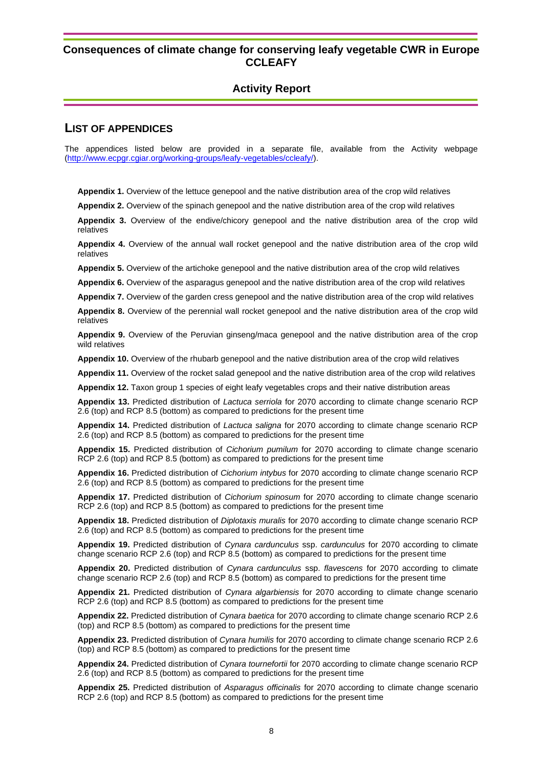## List of appendices

The appendices listed below are provided in a separate file, available from the Activity webpage (http://www.ecpgr.cgiar.org/working-groups/leafy-vegetables/ccleafy/).

**Appendix 1.** Overview of the lettuce genepool and the native distribution area of the crop wild relatives

**Appendix 2.** Overview of the spinach genepool and the native distribution area of the crop wild relatives

**Appendix 3.** Overview of the endive/chicory genepool and the native distribution area of the crop wild relatives

**Appendix 4.** Overview of the annual wall rocket genepool and the native distribution area of the crop wild relatives

**Appendix 5.** Overview of the artichoke genepool and the native distribution area of the crop wild relatives

**Appendix 6.** Overview of the asparagus genepool and the native distribution area of the crop wild relatives

**Appendix 7.** Overview of the garden cress genepool and the native distribution area of the crop wild relatives

**Appendix 8.** Overview of the perennial wall rocket genepool and the native distribution area of the crop wild relatives

**Appendix 9.** Overview of the Peruvian ginseng/maca genepool and the native distribution area of the crop wild relatives

**Appendix 10.** Overview of the rhubarb genepool and the native distribution area of the crop wild relatives

**Appendix 11.** Overview of the rocket salad genepool and the native distribution area of the crop wild relatives

**Appendix 12.** Taxon group 1 species of eight leafy vegetables crops and their native distribution areas

**Appendix 13.** Predicted distribution of *Lactuca serriola* for 2070 according to climate change scenario RCP 2.6 (top) and RCP 8.5 (bottom) as compared to predictions for the present time

**Appendix 14.** Predicted distribution of *Lactuca saligna* for 2070 according to climate change scenario RCP 2.6 (top) and RCP 8.5 (bottom) as compared to predictions for the present time

**Appendix 15.** Predicted distribution of *Cichorium pumilum* for 2070 according to climate change scenario RCP 2.6 (top) and RCP 8.5 (bottom) as compared to predictions for the present time

**Appendix 16.** Predicted distribution of *Cichorium intybus* for 2070 according to climate change scenario RCP 2.6 (top) and RCP 8.5 (bottom) as compared to predictions for the present time

**Appendix 17.** Predicted distribution of *Cichorium spinosum* for 2070 according to climate change scenario RCP 2.6 (top) and RCP 8.5 (bottom) as compared to predictions for the present time

**Appendix 18.** Predicted distribution of *Diplotaxis muralis* for 2070 according to climate change scenario RCP 2.6 (top) and RCP 8.5 (bottom) as compared to predictions for the present time

**Appendix 19.** Predicted distribution of *Cynara cardunculus* ssp. *cardunculus* for 2070 according to climate change scenario RCP 2.6 (top) and RCP 8.5 (bottom) as compared to predictions for the present time

**Appendix 20.** Predicted distribution of *Cynara cardunculus* ssp. *flavescens* for 2070 according to climate change scenario RCP 2.6 (top) and RCP 8.5 (bottom) as compared to predictions for the present time

**Appendix 21.** Predicted distribution of *Cynara algarbiensis* for 2070 according to climate change scenario RCP 2.6 (top) and RCP 8.5 (bottom) as compared to predictions for the present time

**Appendix 22.** Predicted distribution of *Cynara baetica* for 2070 according to climate change scenario RCP 2.6 (top) and RCP 8.5 (bottom) as compared to predictions for the present time

**Appendix 23.** Predicted distribution of *Cynara humilis* for 2070 according to climate change scenario RCP 2.6 (top) and RCP 8.5 (bottom) as compared to predictions for the present time

**Appendix 24.** Predicted distribution of *Cynara tournefortii* for 2070 according to climate change scenario RCP 2.6 (top) and RCP 8.5 (bottom) as compared to predictions for the present time

**Appendix 25.** Predicted distribution of *Asparagus officinalis* for 2070 according to climate change scenario RCP 2.6 (top) and RCP 8.5 (bottom) as compared to predictions for the present time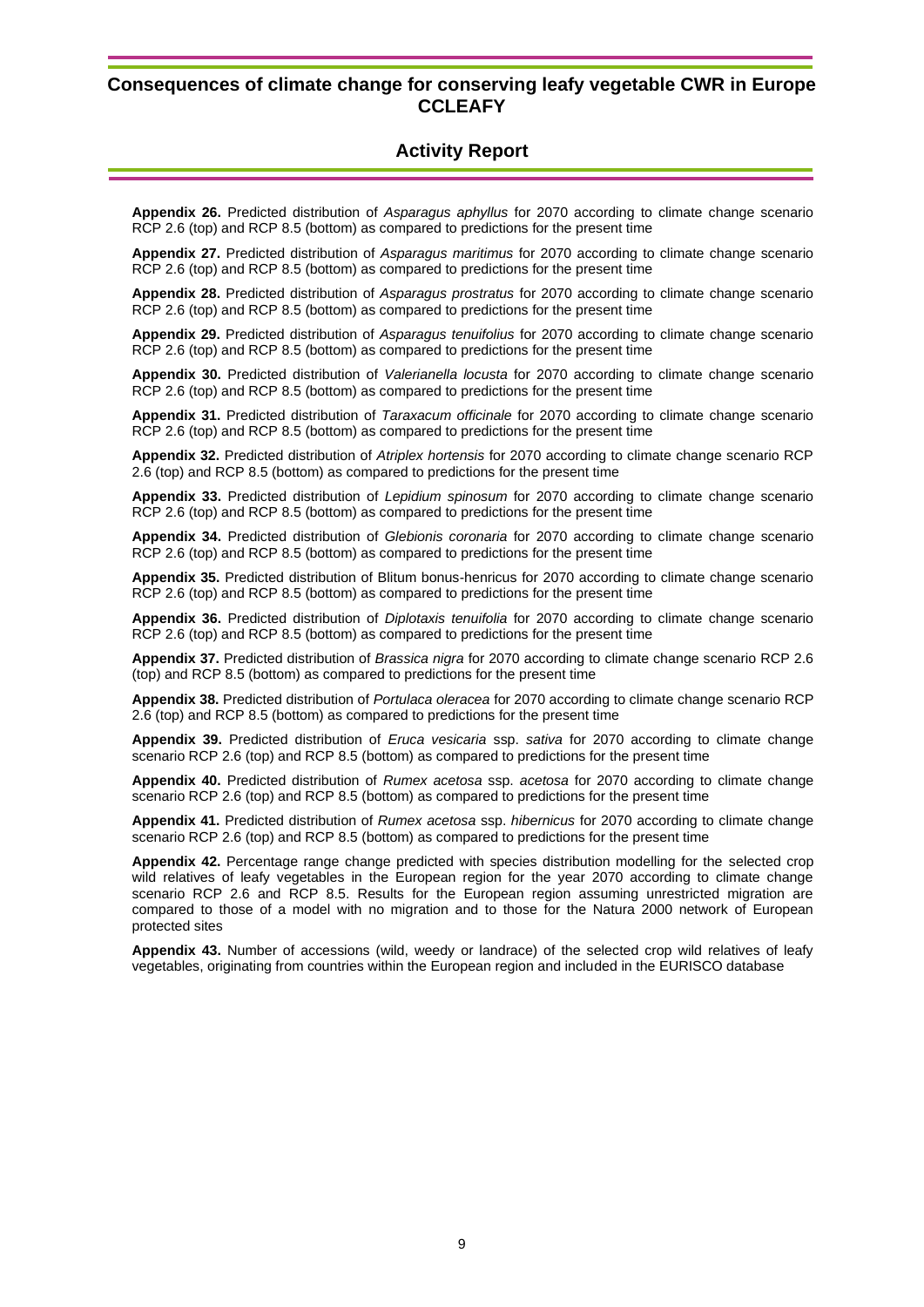**Appendix 26.** Predicted distribution of *Asparagus aphyllus* for 2070 according to climate change scenario RCP 2.6 (top) and RCP 8.5 (bottom) as compared to predictions for the present time

**Appendix 27.** Predicted distribution of *Asparagus maritimus* for 2070 according to climate change scenario RCP 2.6 (top) and RCP 8.5 (bottom) as compared to predictions for the present time

**Appendix 28.** Predicted distribution of *Asparagus prostratus* for 2070 according to climate change scenario RCP 2.6 (top) and RCP 8.5 (bottom) as compared to predictions for the present time

**Appendix 29.** Predicted distribution of *Asparagus tenuifolius* for 2070 according to climate change scenario RCP 2.6 (top) and RCP 8.5 (bottom) as compared to predictions for the present time

**Appendix 30.** Predicted distribution of *Valerianella locusta* for 2070 according to climate change scenario RCP 2.6 (top) and RCP 8.5 (bottom) as compared to predictions for the present time

**Appendix 31.** Predicted distribution of *Taraxacum officinale* for 2070 according to climate change scenario RCP 2.6 (top) and RCP 8.5 (bottom) as compared to predictions for the present time

**Appendix 32.** Predicted distribution of *Atriplex hortensis* for 2070 according to climate change scenario RCP 2.6 (top) and RCP 8.5 (bottom) as compared to predictions for the present time

**Appendix 33.** Predicted distribution of *Lepidium spinosum* for 2070 according to climate change scenario RCP 2.6 (top) and RCP 8.5 (bottom) as compared to predictions for the present time

**Appendix 34.** Predicted distribution of *Glebionis coronaria* for 2070 according to climate change scenario RCP 2.6 (top) and RCP 8.5 (bottom) as compared to predictions for the present time

**Appendix 35.** Predicted distribution of Blitum bonus-henricus for 2070 according to climate change scenario RCP 2.6 (top) and RCP 8.5 (bottom) as compared to predictions for the present time

**Appendix 36.** Predicted distribution of *Diplotaxis tenuifolia* for 2070 according to climate change scenario RCP 2.6 (top) and RCP 8.5 (bottom) as compared to predictions for the present time

**Appendix 37.** Predicted distribution of *Brassica nigra* for 2070 according to climate change scenario RCP 2.6 (top) and RCP 8.5 (bottom) as compared to predictions for the present time

**Appendix 38.** Predicted distribution of *Portulaca oleracea* for 2070 according to climate change scenario RCP 2.6 (top) and RCP 8.5 (bottom) as compared to predictions for the present time

**Appendix 39.** Predicted distribution of *Eruca vesicaria* ssp. *sativa* for 2070 according to climate change scenario RCP 2.6 (top) and RCP 8.5 (bottom) as compared to predictions for the present time

**Appendix 40.** Predicted distribution of *Rumex acetosa* ssp. *acetosa* for 2070 according to climate change scenario RCP 2.6 (top) and RCP 8.5 (bottom) as compared to predictions for the present time

**Appendix 41.** Predicted distribution of *Rumex acetosa* ssp. *hibernicus* for 2070 according to climate change scenario RCP 2.6 (top) and RCP 8.5 (bottom) as compared to predictions for the present time

**Appendix 42.** Percentage range change predicted with species distribution modelling for the selected crop wild relatives of leafy vegetables in the European region for the year 2070 according to climate change scenario RCP 2.6 and RCP 8.5. Results for the European region assuming unrestricted migration are compared to those of a model with no migration and to those for the Natura 2000 network of European protected sites

**Appendix 43.** Number of accessions (wild, weedy or landrace) of the selected crop wild relatives of leafy vegetables, originating from countries within the European region and included in the EURISCO database